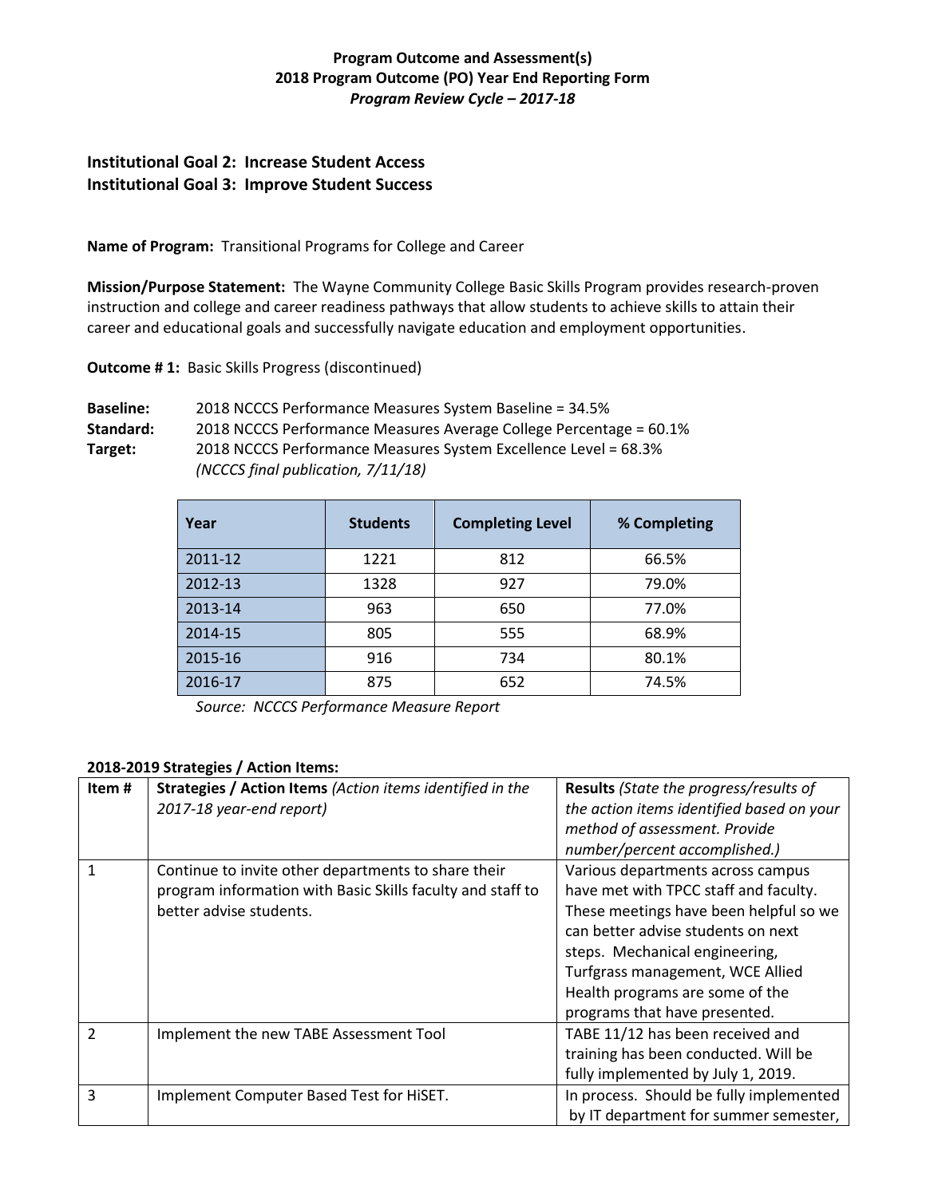**Program Outcome and Assessment(s)**
**2018 Program Outcome (PO) Year End Reporting Form**
***Program Review Cycle – 2017-18***

## Institutional Goal 2: Increase Student Access
## Institutional Goal 3: Improve Student Success

**Name of Program:** Transitional Programs for College and Career

**Mission/Purpose Statement:** The Wayne Community College Basic Skills Program provides research-proven instruction and college and career readiness pathways that allow students to achieve skills to attain their career and educational goals and successfully navigate education and employment opportunities.

**Outcome # 1:** Basic Skills Progress (discontinued)

**Baseline:** 2018 NCCCS Performance Measures System Baseline = 34.5%
**Standard:** 2018 NCCCS Performance Measures Average College Percentage = 60.1%
**Target:** 2018 NCCCS Performance Measures System Excellence Level = 68.3%
*(NCCCS final publication, 7/11/18)*

| Year | Students | Completing Level | % Completing |
|---|---|---|---|
| 2011-12 | 1221 | 812 | 66.5% |
| 2012-13 | 1328 | 927 | 79.0% |
| 2013-14 | 963 | 650 | 77.0% |
| 2014-15 | 805 | 555 | 68.9% |
| 2015-16 | 916 | 734 | 80.1% |
| 2016-17 | 875 | 652 | 74.5% |

*Source: NCCCS Performance Measure Report*

**2018-2019 Strategies / Action Items:**

| Item # | **Strategies / Action Items** *(Action items identified in the 2017-18 year-end report)* | **Results** *(State the progress/results of the action items identified based on your method of assessment. Provide number/percent accomplished.)* |
|---|---|---|
| 1 | Continue to invite other departments to share their program information with Basic Skills faculty and staff to better advise students. | Various departments across campus have met with TPCC staff and faculty. These meetings have been helpful so we can better advise students on next steps. Mechanical engineering, Turfgrass management, WCE Allied Health programs are some of the programs that have presented. |
| 2 | Implement the new TABE Assessment Tool | TABE 11/12 has been received and training has been conducted. Will be fully implemented by July 1, 2019. |
| 3 | Implement Computer Based Test for HiSET. | In process. Should be fully implemented by IT department for summer semester, |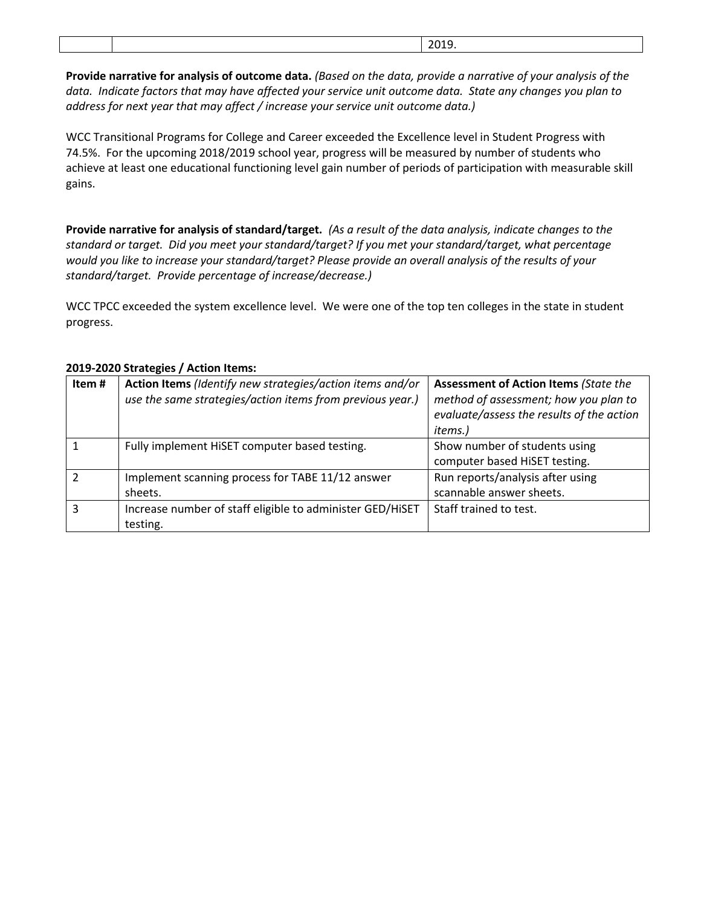| | | 2019. |
|---|---|---|

**Provide narrative for analysis of outcome data.** *(Based on the data, provide a narrative of your analysis of the data. Indicate factors that may have affected your service unit outcome data. State any changes you plan to address for next year that may affect / increase your service unit outcome data.)*

WCC Transitional Programs for College and Career exceeded the Excellence level in Student Progress with 74.5%. For the upcoming 2018/2019 school year, progress will be measured by number of students who achieve at least one educational functioning level gain number of periods of participation with measurable skill gains.

**Provide narrative for analysis of standard/target.** *(As a result of the data analysis, indicate changes to the standard or target. Did you meet your standard/target? If you met your standard/target, what percentage would you like to increase your standard/target? Please provide an overall analysis of the results of your standard/target. Provide percentage of increase/decrease.)*

WCC TPCC exceeded the system excellence level. We were one of the top ten colleges in the state in student progress.

**2019-2020 Strategies / Action Items:**

| **Item #** | **Action Items** *(Identify new strategies/action items and/or use the same strategies/action items from previous year.)* | **Assessment of Action Items** *(State the method of assessment; how you plan to evaluate/assess the results of the action items.)* |
|---|---|---|
| 1 | Fully implement HiSET computer based testing. | Show number of students using computer based HiSET testing. |
| 2 | Implement scanning process for TABE 11/12 answer sheets. | Run reports/analysis after using scannable answer sheets. |
| 3 | Increase number of staff eligible to administer GED/HiSET testing. | Staff trained to test. |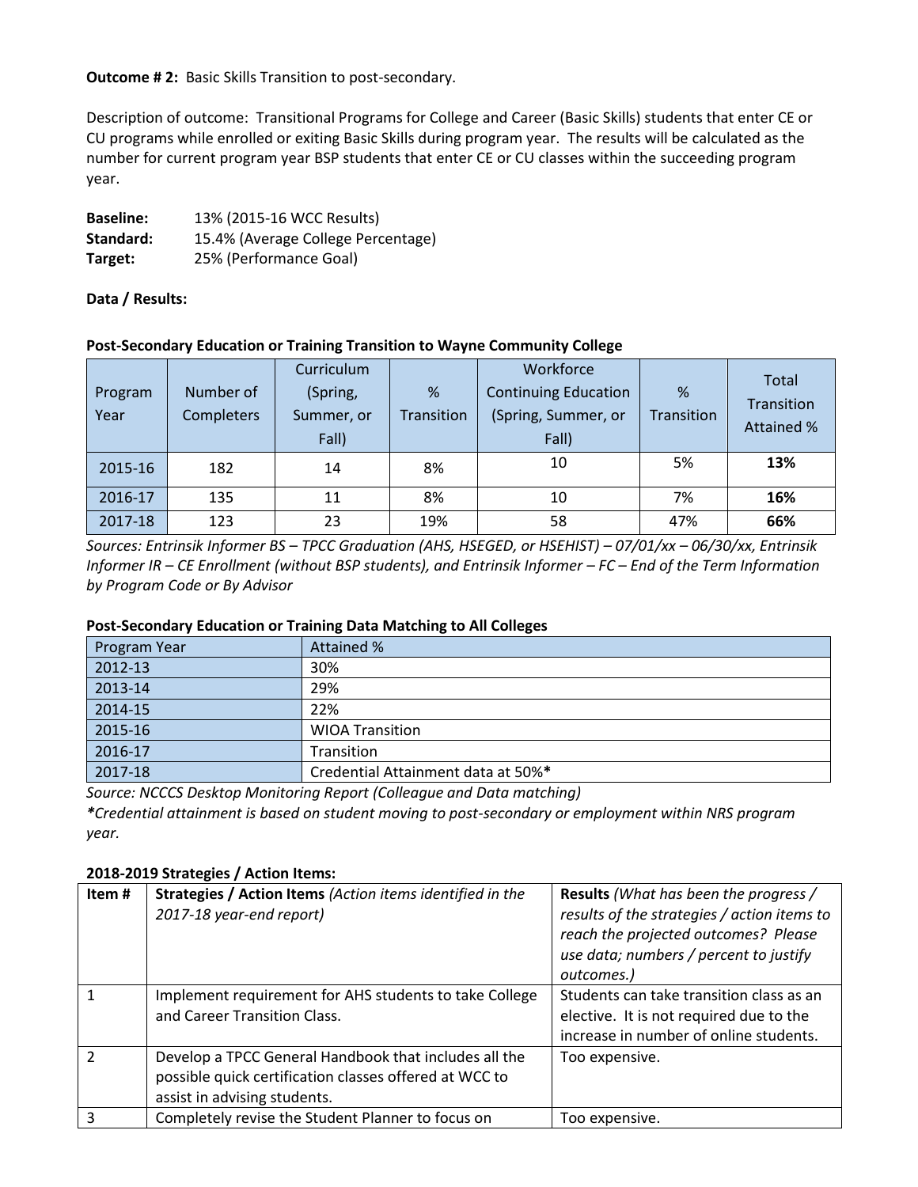**Outcome # 2:** Basic Skills Transition to post-secondary.

Description of outcome: Transitional Programs for College and Career (Basic Skills) students that enter CE or CU programs while enrolled or exiting Basic Skills during program year. The results will be calculated as the number for current program year BSP students that enter CE or CU classes within the succeeding program year.

**Baseline:** 13% (2015-16 WCC Results)
**Standard:** 15.4% (Average College Percentage)
**Target:** 25% (Performance Goal)

**Data / Results:**

**Post-Secondary Education or Training Transition to Wayne Community College**

| Program Year | Number of Completers | Curriculum (Spring, Summer, or Fall) | % Transition | Workforce Continuing Education (Spring, Summer, or Fall) | % Transition | Total Transition Attained % |
|---|---|---|---|---|---|---|
| 2015-16 | 182 | 14 | 8% | 10 | 5% | **13%** |
| 2016-17 | 135 | 11 | 8% | 10 | 7% | **16%** |
| 2017-18 | 123 | 23 | 19% | 58 | 47% | **66%** |

*Sources: Entrinsik Informer BS – TPCC Graduation (AHS, HSEGED, or HSEHIST) – 07/01/xx – 06/30/xx, Entrinsik Informer IR – CE Enrollment (without BSP students), and Entrinsik Informer – FC – End of the Term Information by Program Code or By Advisor*

**Post-Secondary Education or Training Data Matching to All Colleges**

| Program Year | Attained % |
|---|---|
| 2012-13 | 30% |
| 2013-14 | 29% |
| 2014-15 | 22% |
| 2015-16 | WIOA Transition |
| 2016-17 | Transition |
| 2017-18 | Credential Attainment data at 50%**\*** |

*Source: NCCCS Desktop Monitoring Report (Colleague and Data matching)*
*\*Credential attainment is based on student moving to post-secondary or employment within NRS program year.*

**2018-2019 Strategies / Action Items:**

| Item # | **Strategies / Action Items** *(Action items identified in the 2017-18 year-end report)* | **Results** *(What has been the progress / results of the strategies / action items to reach the projected outcomes? Please use data; numbers / percent to justify outcomes.)* |
|---|---|---|
| 1 | Implement requirement for AHS students to take College and Career Transition Class. | Students can take transition class as an elective. It is not required due to the increase in number of online students. |
| 2 | Develop a TPCC General Handbook that includes all the possible quick certification classes offered at WCC to assist in advising students. | Too expensive. |
| 3 | Completely revise the Student Planner to focus on | Too expensive. |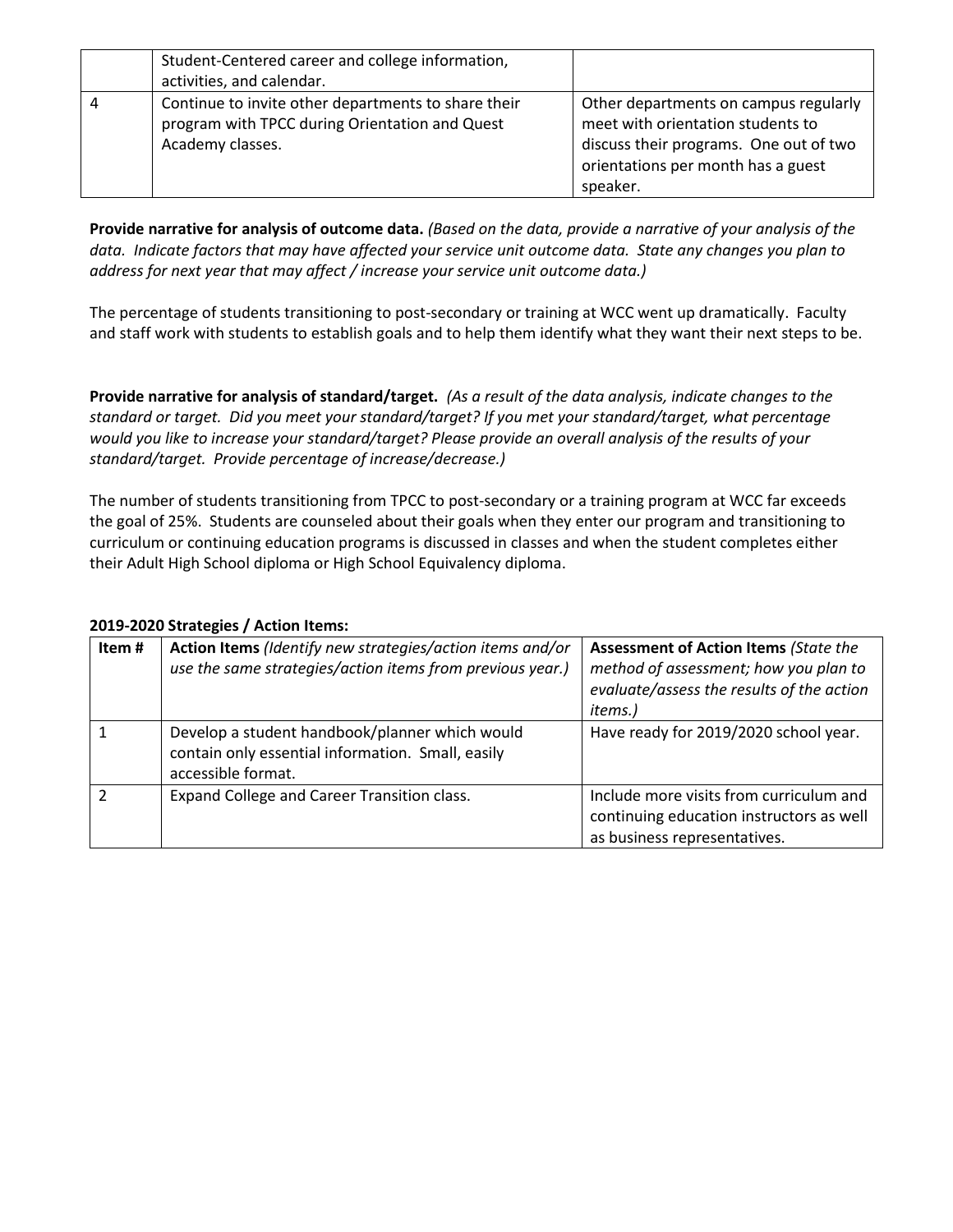| | | |
|---|---|---|
| | Student-Centered career and college information, activities, and calendar. | |
| 4 | Continue to invite other departments to share their program with TPCC during Orientation and Quest Academy classes. | Other departments on campus regularly meet with orientation students to discuss their programs. One out of two orientations per month has a guest speaker. |

**Provide narrative for analysis of outcome data.** *(Based on the data, provide a narrative of your analysis of the data. Indicate factors that may have affected your service unit outcome data. State any changes you plan to address for next year that may affect / increase your service unit outcome data.)*

The percentage of students transitioning to post-secondary or training at WCC went up dramatically. Faculty and staff work with students to establish goals and to help them identify what they want their next steps to be.

**Provide narrative for analysis of standard/target.** *(As a result of the data analysis, indicate changes to the standard or target. Did you meet your standard/target? If you met your standard/target, what percentage would you like to increase your standard/target? Please provide an overall analysis of the results of your standard/target. Provide percentage of increase/decrease.)*

The number of students transitioning from TPCC to post-secondary or a training program at WCC far exceeds the goal of 25%. Students are counseled about their goals when they enter our program and transitioning to curriculum or continuing education programs is discussed in classes and when the student completes either their Adult High School diploma or High School Equivalency diploma.

**2019-2020 Strategies / Action Items:**

| Item # | **Action Items** *(Identify new strategies/action items and/or use the same strategies/action items from previous year.)* | **Assessment of Action Items** *(State the method of assessment; how you plan to evaluate/assess the results of the action items.)* |
|---|---|---|
| 1 | Develop a student handbook/planner which would contain only essential information. Small, easily accessible format. | Have ready for 2019/2020 school year. |
| 2 | Expand College and Career Transition class. | Include more visits from curriculum and continuing education instructors as well as business representatives. |